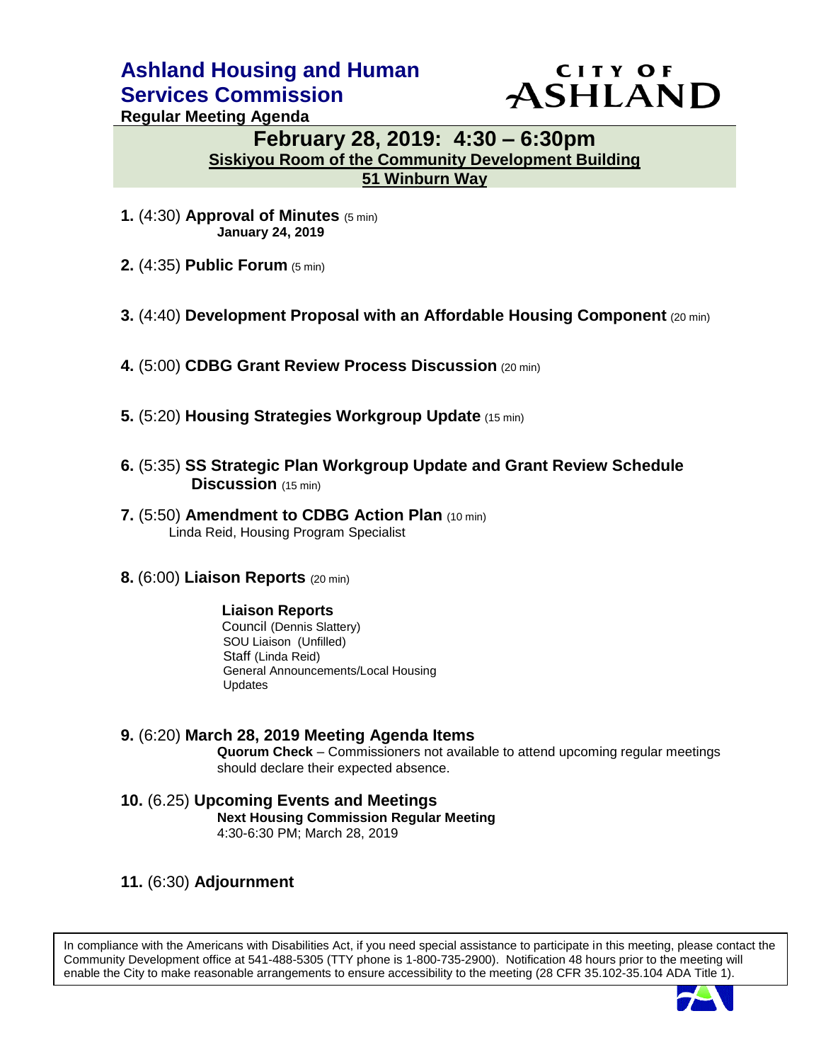# Ashland Housing and Human Services Commission

CITY OF ASHLAND

**Regular Meeting Agenda**

## February 28, 2019: 4:30 – 6:30pm

**Siskiyou Room of the Community Development Building**

**51 Winburn Way**

**1.** (4:30) **Approval of Minutes** (5 min)
**January 24, 2019**

**2.** (4:35) **Public Forum** (5 min)

**3.** (4:40) **Development Proposal with an Affordable Housing Component** (20 min)

**4.** (5:00) **CDBG Grant Review Process Discussion** (20 min)

**5.** (5:20) **Housing Strategies Workgroup Update** (15 min)

**6.** (5:35) **SS Strategic Plan Workgroup Update and Grant Review Schedule Discussion** (15 min)

**7.** (5:50) **Amendment to CDBG Action Plan** (10 min)
Linda Reid, Housing Program Specialist

**8.** (6:00) **Liaison Reports** (20 min)

**Liaison Reports**
Council (Dennis Slattery)
SOU Liaison (Unfilled)
Staff (Linda Reid)
General Announcements/Local Housing Updates

**9.** (6:20) **March 28, 2019 Meeting Agenda Items**
**Quorum Check** – Commissioners not available to attend upcoming regular meetings should declare their expected absence.

**10.** (6.25) **Upcoming Events and Meetings**
**Next Housing Commission Regular Meeting**
4:30-6:30 PM; March 28, 2019

**11.** (6:30) **Adjournment**

In compliance with the Americans with Disabilities Act, if you need special assistance to participate in this meeting, please contact the Community Development office at 541-488-5305 (TTY phone is 1-800-735-2900). Notification 48 hours prior to the meeting will enable the City to make reasonable arrangements to ensure accessibility to the meeting (28 CFR 35.102-35.104 ADA Title 1).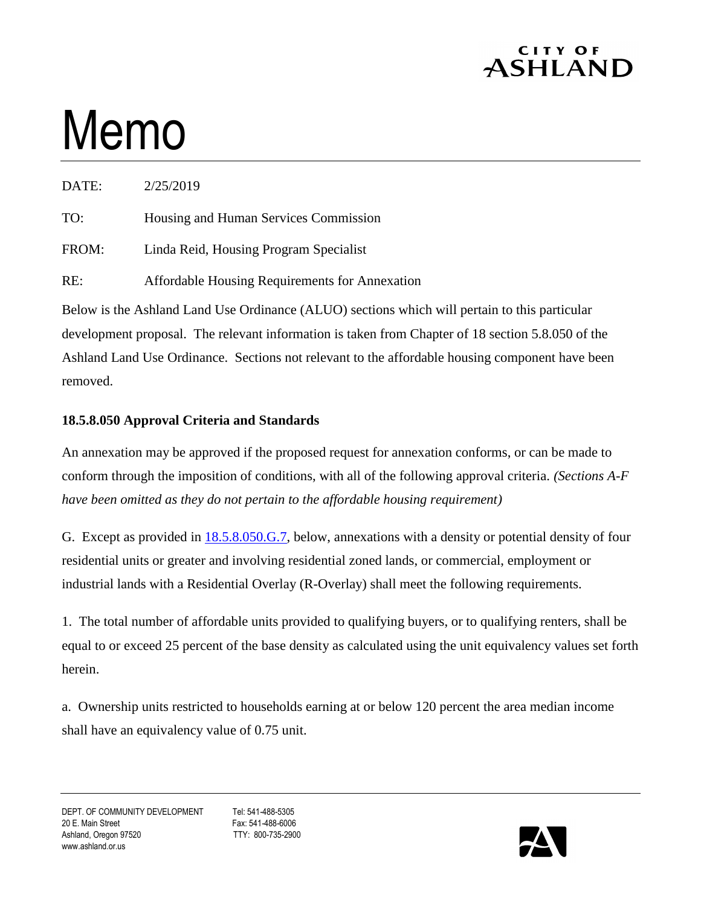CITY OF ASHLAND

# Memo

DATE: 2/25/2019

TO: Housing and Human Services Commission

FROM: Linda Reid, Housing Program Specialist

RE: Affordable Housing Requirements for Annexation

Below is the Ashland Land Use Ordinance (ALUO) sections which will pertain to this particular development proposal. The relevant information is taken from Chapter of 18 section 5.8.050 of the Ashland Land Use Ordinance. Sections not relevant to the affordable housing component have been removed.

**18.5.8.050 Approval Criteria and Standards**

An annexation may be approved if the proposed request for annexation conforms, or can be made to conform through the imposition of conditions, with all of the following approval criteria. *(Sections A-F have been omitted as they do not pertain to the affordable housing requirement)*

G. Except as provided in 18.5.8.050.G.7, below, annexations with a density or potential density of four residential units or greater and involving residential zoned lands, or commercial, employment or industrial lands with a Residential Overlay (R-Overlay) shall meet the following requirements.

1. The total number of affordable units provided to qualifying buyers, or to qualifying renters, shall be equal to or exceed 25 percent of the base density as calculated using the unit equivalency values set forth herein.

a. Ownership units restricted to households earning at or below 120 percent the area median income shall have an equivalency value of 0.75 unit.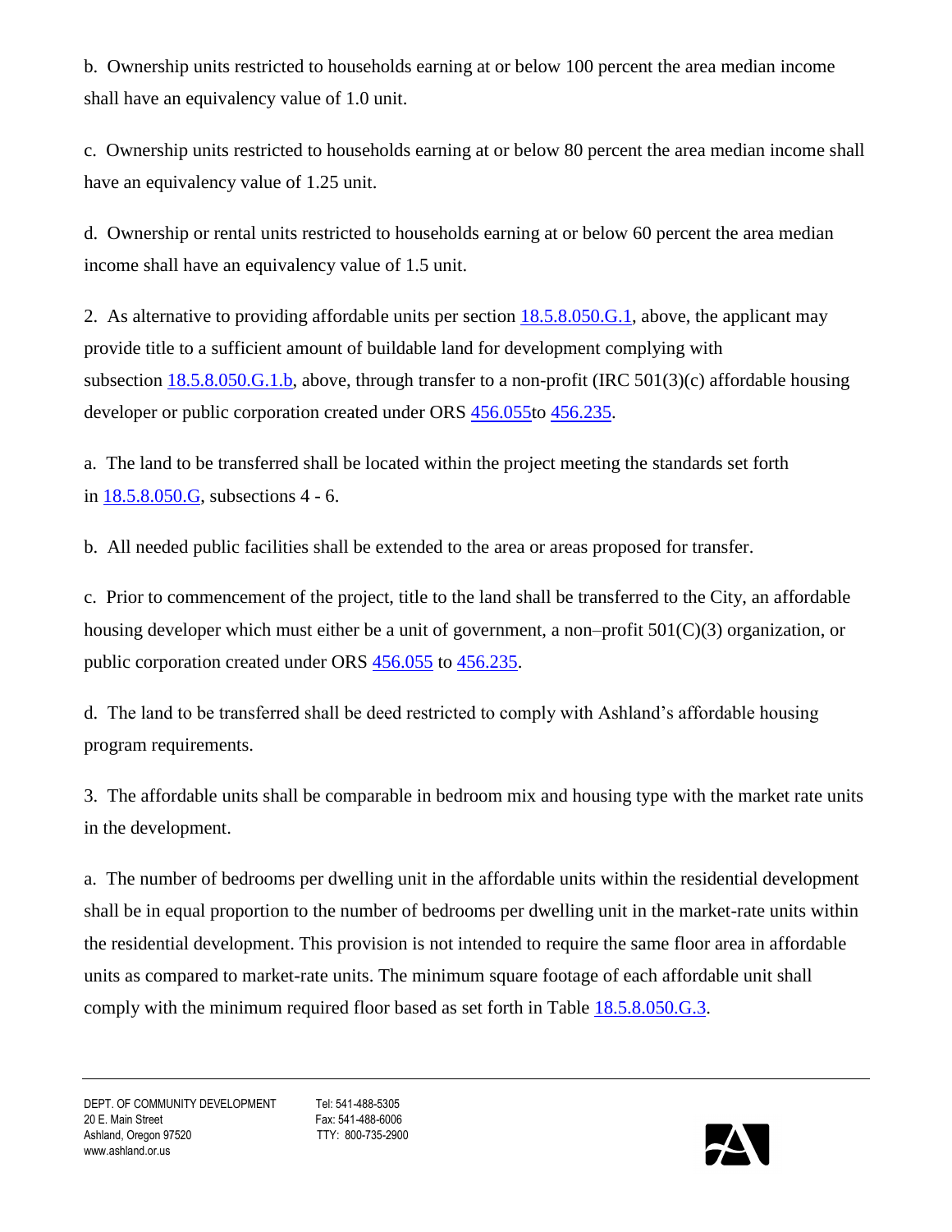b. Ownership units restricted to households earning at or below 100 percent the area median income shall have an equivalency value of 1.0 unit.

c. Ownership units restricted to households earning at or below 80 percent the area median income shall have an equivalency value of 1.25 unit.

d. Ownership or rental units restricted to households earning at or below 60 percent the area median income shall have an equivalency value of 1.5 unit.

2. As alternative to providing affordable units per section 18.5.8.050.G.1, above, the applicant may provide title to a sufficient amount of buildable land for development complying with subsection 18.5.8.050.G.1.b, above, through transfer to a non-profit (IRC 501(3)(c) affordable housing developer or public corporation created under ORS 456.055to 456.235.

a. The land to be transferred shall be located within the project meeting the standards set forth in 18.5.8.050.G, subsections 4 - 6.

b. All needed public facilities shall be extended to the area or areas proposed for transfer.

c. Prior to commencement of the project, title to the land shall be transferred to the City, an affordable housing developer which must either be a unit of government, a non–profit 501(C)(3) organization, or public corporation created under ORS 456.055 to 456.235.

d. The land to be transferred shall be deed restricted to comply with Ashland's affordable housing program requirements.

3. The affordable units shall be comparable in bedroom mix and housing type with the market rate units in the development.

a. The number of bedrooms per dwelling unit in the affordable units within the residential development shall be in equal proportion to the number of bedrooms per dwelling unit in the market-rate units within the residential development. This provision is not intended to require the same floor area in affordable units as compared to market-rate units. The minimum square footage of each affordable unit shall comply with the minimum required floor based as set forth in Table 18.5.8.050.G.3.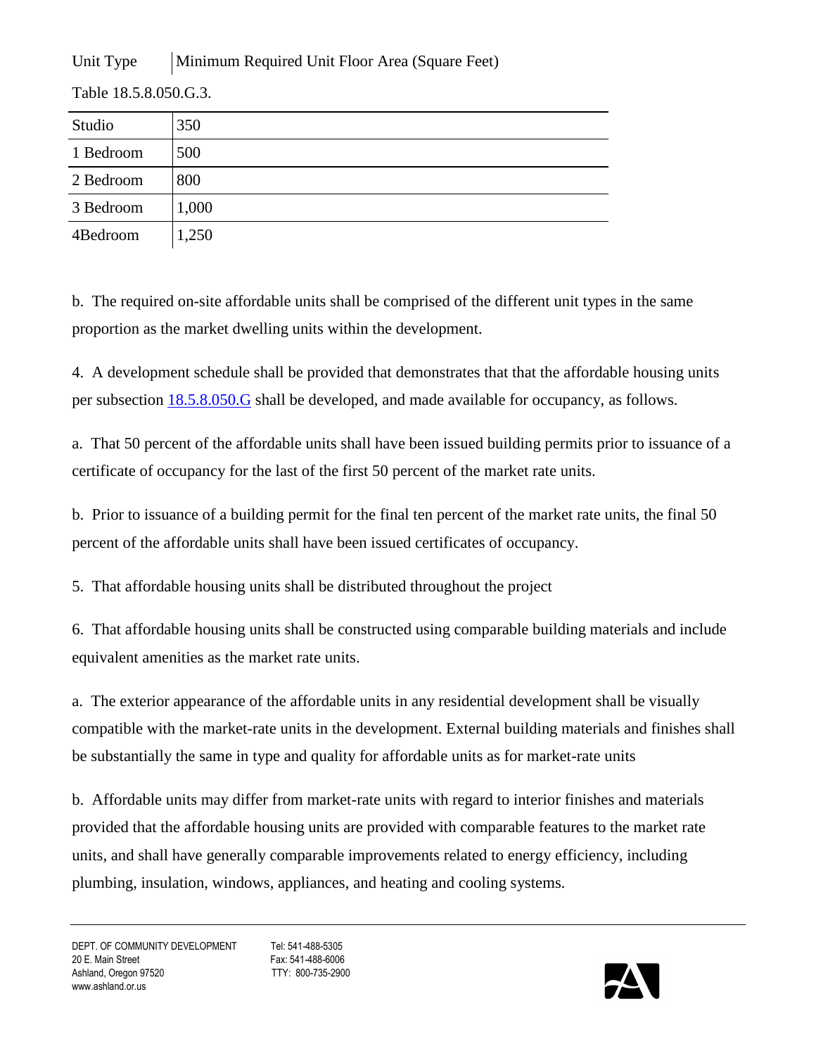Table 18.5.8.050.G.3.

| Unit Type | Minimum Required Unit Floor Area (Square Feet) |
| --- | --- |
| Studio | 350 |
| 1 Bedroom | 500 |
| 2 Bedroom | 800 |
| 3 Bedroom | 1,000 |
| 4Bedroom | 1,250 |

b. The required on-site affordable units shall be comprised of the different unit types in the same proportion as the market dwelling units within the development.

4. A development schedule shall be provided that demonstrates that that the affordable housing units per subsection 18.5.8.050.G shall be developed, and made available for occupancy, as follows.

a. That 50 percent of the affordable units shall have been issued building permits prior to issuance of a certificate of occupancy for the last of the first 50 percent of the market rate units.

b. Prior to issuance of a building permit for the final ten percent of the market rate units, the final 50 percent of the affordable units shall have been issued certificates of occupancy.

5. That affordable housing units shall be distributed throughout the project

6. That affordable housing units shall be constructed using comparable building materials and include equivalent amenities as the market rate units.

a. The exterior appearance of the affordable units in any residential development shall be visually compatible with the market-rate units in the development. External building materials and finishes shall be substantially the same in type and quality for affordable units as for market-rate units

b. Affordable units may differ from market-rate units with regard to interior finishes and materials provided that the affordable housing units are provided with comparable features to the market rate units, and shall have generally comparable improvements related to energy efficiency, including plumbing, insulation, windows, appliances, and heating and cooling systems.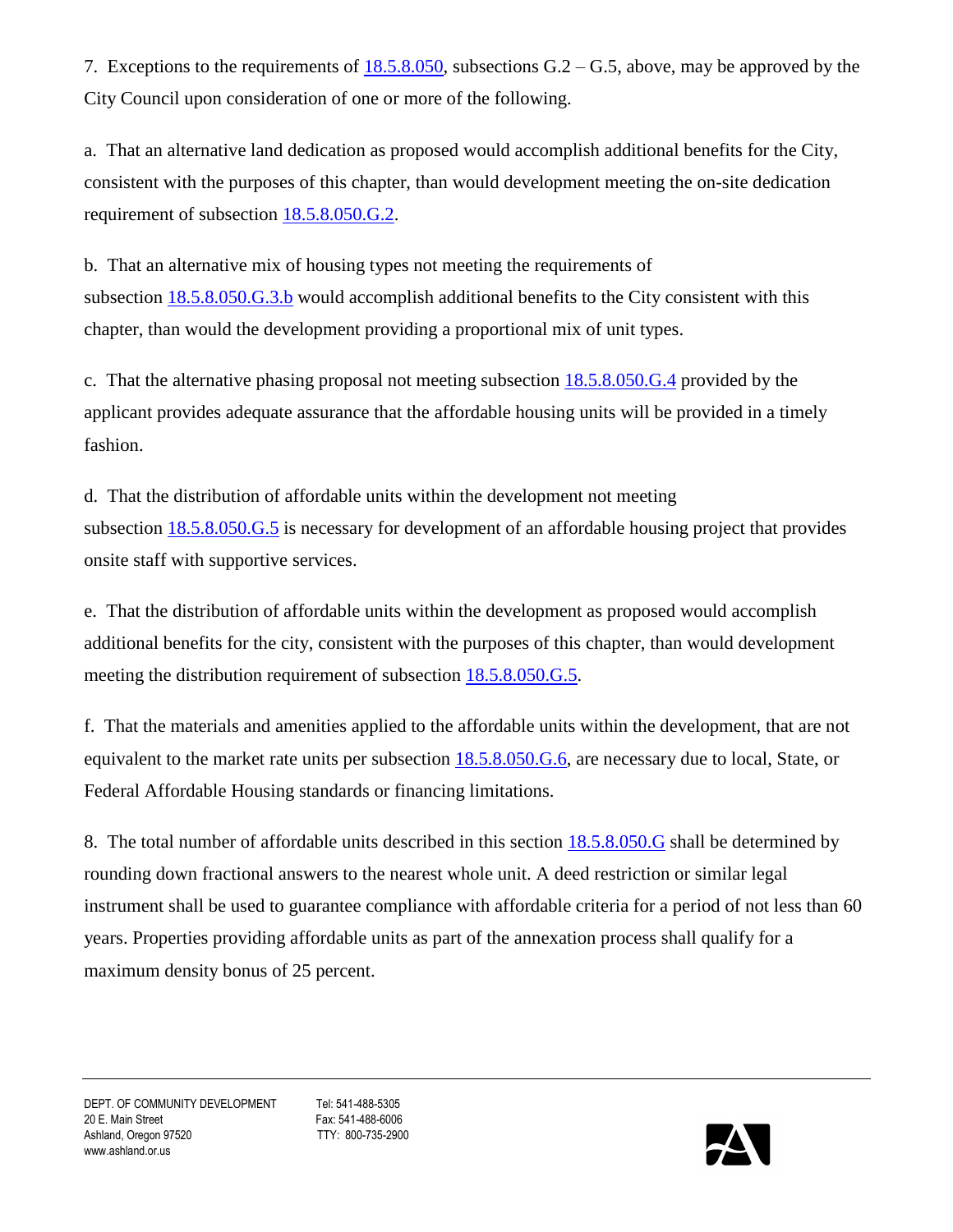7. Exceptions to the requirements of 18.5.8.050, subsections G.2 – G.5, above, may be approved by the City Council upon consideration of one or more of the following.

a. That an alternative land dedication as proposed would accomplish additional benefits for the City, consistent with the purposes of this chapter, than would development meeting the on-site dedication requirement of subsection 18.5.8.050.G.2.

b. That an alternative mix of housing types not meeting the requirements of subsection 18.5.8.050.G.3.b would accomplish additional benefits to the City consistent with this chapter, than would the development providing a proportional mix of unit types.

c. That the alternative phasing proposal not meeting subsection 18.5.8.050.G.4 provided by the applicant provides adequate assurance that the affordable housing units will be provided in a timely fashion.

d. That the distribution of affordable units within the development not meeting subsection 18.5.8.050.G.5 is necessary for development of an affordable housing project that provides onsite staff with supportive services.

e. That the distribution of affordable units within the development as proposed would accomplish additional benefits for the city, consistent with the purposes of this chapter, than would development meeting the distribution requirement of subsection 18.5.8.050.G.5.

f. That the materials and amenities applied to the affordable units within the development, that are not equivalent to the market rate units per subsection 18.5.8.050.G.6, are necessary due to local, State, or Federal Affordable Housing standards or financing limitations.

8. The total number of affordable units described in this section 18.5.8.050.G shall be determined by rounding down fractional answers to the nearest whole unit. A deed restriction or similar legal instrument shall be used to guarantee compliance with affordable criteria for a period of not less than 60 years. Properties providing affordable units as part of the annexation process shall qualify for a maximum density bonus of 25 percent.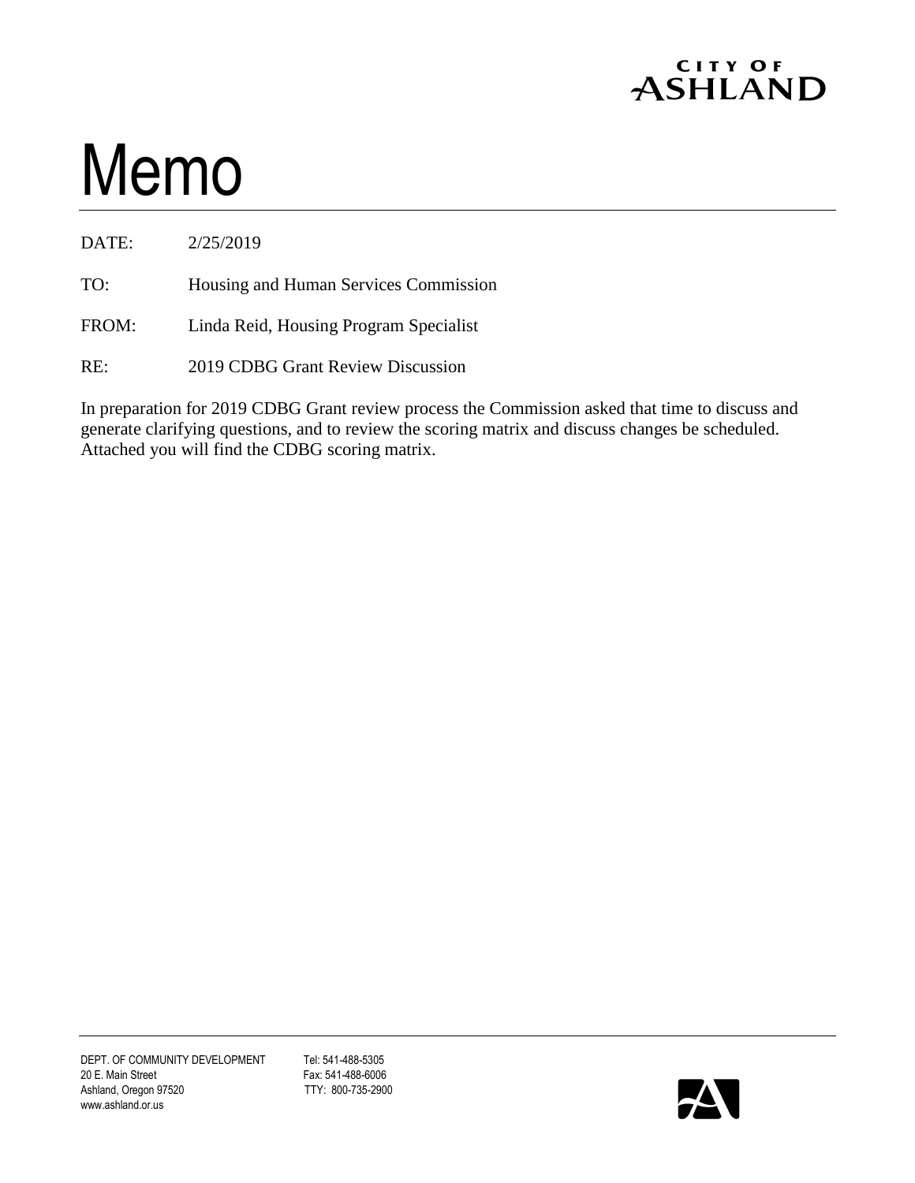CITY OF ASHLAND

# Memo

DATE: 2/25/2019

TO: Housing and Human Services Commission

FROM: Linda Reid, Housing Program Specialist

RE: 2019 CDBG Grant Review Discussion

In preparation for 2019 CDBG Grant review process the Commission asked that time to discuss and generate clarifying questions, and to review the scoring matrix and discuss changes be scheduled. Attached you will find the CDBG scoring matrix.

DEPT. OF COMMUNITY DEVELOPMENT
20 E. Main Street
Ashland, Oregon 97520
www.ashland.or.us

Tel: 541-488-5305
Fax: 541-488-6006
TTY: 800-735-2900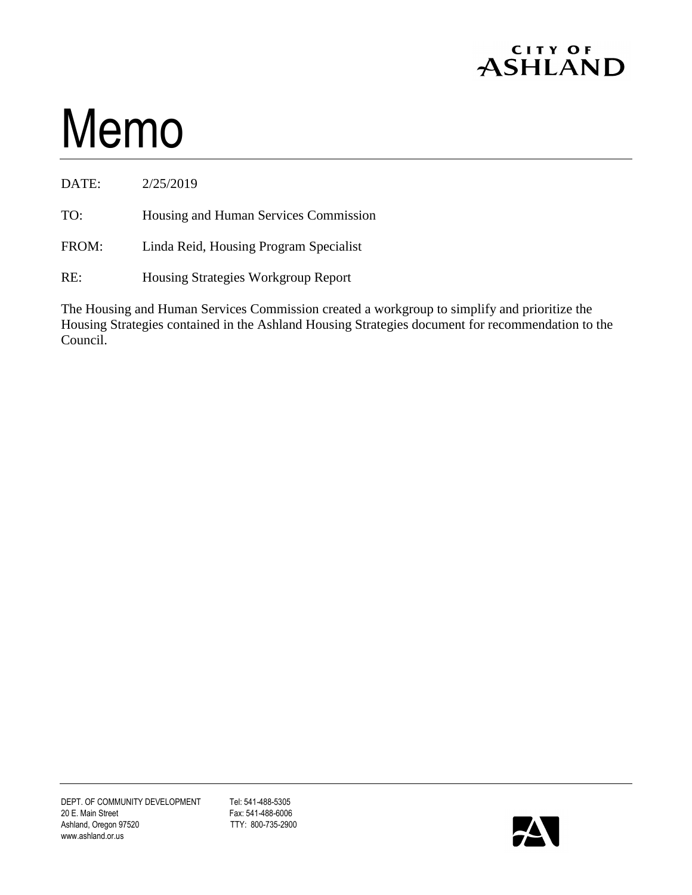CITY OF ASHLAND

# Memo

DATE: 2/25/2019

TO: Housing and Human Services Commission

FROM: Linda Reid, Housing Program Specialist

RE: Housing Strategies Workgroup Report

The Housing and Human Services Commission created a workgroup to simplify and prioritize the Housing Strategies contained in the Ashland Housing Strategies document for recommendation to the Council.

DEPT. OF COMMUNITY DEVELOPMENT
20 E. Main Street
Ashland, Oregon 97520
www.ashland.or.us

Tel: 541-488-5305
Fax: 541-488-6006
TTY: 800-735-2900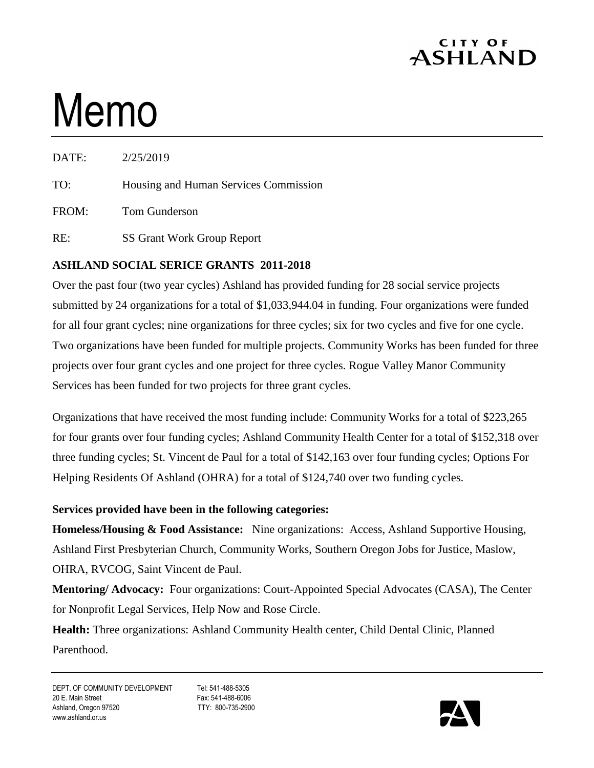# Memo

DATE: 2/25/2019

TO: Housing and Human Services Commission

FROM: Tom Gunderson

RE: SS Grant Work Group Report

**ASHLAND SOCIAL SERICE GRANTS 2011-2018**

Over the past four (two year cycles) Ashland has provided funding for 28 social service projects submitted by 24 organizations for a total of $1,033,944.04 in funding. Four organizations were funded for all four grant cycles; nine organizations for three cycles; six for two cycles and five for one cycle. Two organizations have been funded for multiple projects. Community Works has been funded for three projects over four grant cycles and one project for three cycles. Rogue Valley Manor Community Services has been funded for two projects for three grant cycles.

Organizations that have received the most funding include: Community Works for a total of $223,265 for four grants over four funding cycles; Ashland Community Health Center for a total of $152,318 over three funding cycles; St. Vincent de Paul for a total of $142,163 over four funding cycles; Options For Helping Residents Of Ashland (OHRA) for a total of $124,740 over two funding cycles.

**Services provided have been in the following categories:**

**Homeless/Housing & Food Assistance:** Nine organizations: Access, Ashland Supportive Housing, Ashland First Presbyterian Church, Community Works, Southern Oregon Jobs for Justice, Maslow, OHRA, RVCOG, Saint Vincent de Paul.

**Mentoring/ Advocacy:** Four organizations: Court-Appointed Special Advocates (CASA), The Center for Nonprofit Legal Services, Help Now and Rose Circle.

**Health:** Three organizations: Ashland Community Health center, Child Dental Clinic, Planned Parenthood.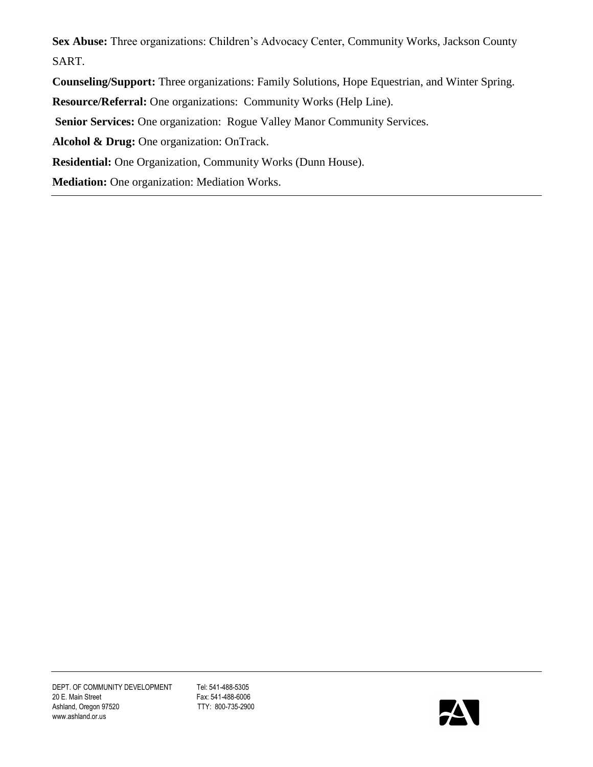**Sex Abuse:** Three organizations: Children's Advocacy Center, Community Works, Jackson County SART.

**Counseling/Support:** Three organizations: Family Solutions, Hope Equestrian, and Winter Spring.

**Resource/Referral:** One organizations: Community Works (Help Line).

**Senior Services:** One organization: Rogue Valley Manor Community Services.

**Alcohol & Drug:** One organization: OnTrack.

**Residential:** One Organization, Community Works (Dunn House).

**Mediation:** One organization: Mediation Works.

---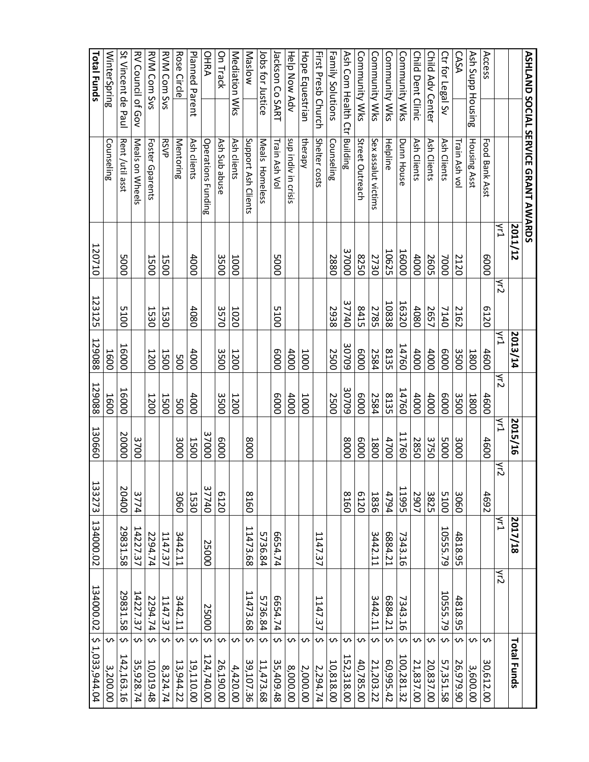**ASHLAND SOCIAL SERVICE GRANT AWARDS**

| | | 2011/12 | | 2013/14 | | 2015/16 | | 2017/18 | | Total Funds |
|---|---|---|---|---|---|---|---|---|---|---|
| | | yr1 | yr2 | yr1 | yr2 | yr1 | yr2 | yr1 | yr2 | |
| Access | Food Bank Asst | 6000 | 6120 | 4600 | 4600 | 4600 | 4692 | | | $ 30,612.00 |
| Ash Supp Housing | Housing Asst | | | 1800 | 1800 | | | | | $ 3,600.00 |
| CASA | Train Ash vol | 2120 | 2162 | 3500 | 3500 | 3000 | 3060 | 4818.95 | 4818.95 | $ 26,979.90 |
| Ctr for Legal Sv | Ash Clients | 7000 | 7140 | 6000 | 6000 | 5000 | 5100 | 10555.79 | 10555.79 | $ 57,351.58 |
| Child Adv Center | Ash Clients | 2605 | 2657 | 4000 | 4000 | 3750 | 3825 | | | $ 20,837.00 |
| Child Dent Clinic | Ash Clients | 4000 | 4080 | 4000 | 4000 | 2850 | 2907 | | | $ 21,837.00 |
| Community Wks | Dunn House | 16000 | 16320 | 14760 | 14760 | 11760 | 11995 | 7343.16 | 7343.16 | $ 100,281.32 |
| Community Wks | Helpline | 10625 | 10838 | 8135 | 8135 | 4700 | 4794 | 6884.21 | 6884.21 | $ 60,995.42 |
| Community Wks | Sex assalut victims | 2730 | 2785 | 2584 | 2584 | 1800 | 1836 | 3442.11 | 3442.11 | $ 21,203.22 |
| Community Wks | Street Outreach | 8250 | 8415 | 6000 | 6000 | 6000 | 6120 | | | $ 40,785.00 |
| Ash Com Health Ctr | Building | 37000 | 37740 | 30709 | 30709 | 8000 | 8160 | | | $ 152,318.00 |
| Family Solutions | Counseling | 2880 | 2938 | 2500 | 2500 | | | | | $ 10,818.00 |
| First Presb Church | Shelter costs | | | | | | | 1147.37 | 1147.37 | $ 2,294.74 |
| Hope Equestrian | therapy | | | 1000 | 1000 | | | | | $ 2,000.00 |
| Help Now Adv | sup indiv in crisis | | | 4000 | 4000 | | | | | $ 8,000.00 |
| Jackson Co SART | Train Ash Vol | 5000 | 5100 | 6000 | 6000 | | | 6654.74 | 6654.74 | $ 35,409.48 |
| Jobs for Justice | Meals Homeless | | | | | | | 5736.84 | 5736.84 | $ 11,473.68 |
| Maslow | Support Ash Clients | | | | | 8000 | 8160 | 11473.68 | 11473.68 | $ 39,107.36 |
| Mediation Wks | Ash clients | 1000 | 1020 | 1200 | 1200 | | | | | $ 4,420.00 |
| On Track | Ash Sub abuse | 3500 | 3570 | 3500 | 3500 | 6000 | 6120 | | | $ 26,190.00 |
| OHRA | Operations Funding | | | | | 37000 | 37740 | 25000 | 25000 | $ 124,740.00 |
| Planned Parent | Ash clients | 4000 | 4080 | 4000 | 4000 | 1500 | 1530 | | | $ 19,110.00 |
| Rose Circle | Mentoring | | | 500 | 500 | 3000 | 3060 | 3442.11 | 3442.11 | $ 13,944.22 |
| RVM Com Svs | RSVP | 1500 | 1530 | 1500 | 1500 | | | 1147.37 | 1147.37 | $ 8,324.74 |
| RVM Com Svs | Foster Gparents | 1500 | 1530 | 1200 | 1200 | | | 2294.74 | 2294.74 | $ 10,019.48 |
| RV Council of Gov | Meals on Wheels | | | | | 3700 | 3774 | 14227.37 | 14227.37 | $ 35,928.74 |
| St Vincent de Paul | Rent /util asst | 5000 | 5100 | 16000 | 16000 | 20000 | 20400 | 29831.58 | 29831.58 | $ 142,163.16 |
| WinterSpring | Counseling | | | 1600 | 1600 | | | | | $ 3,200.00 |
| **Total Funds** | | 120710 | 123125 | 129088 | 129088 | 130660 | 133273 | 134000.02 | 134000.02 | $ 1,033,944.04 |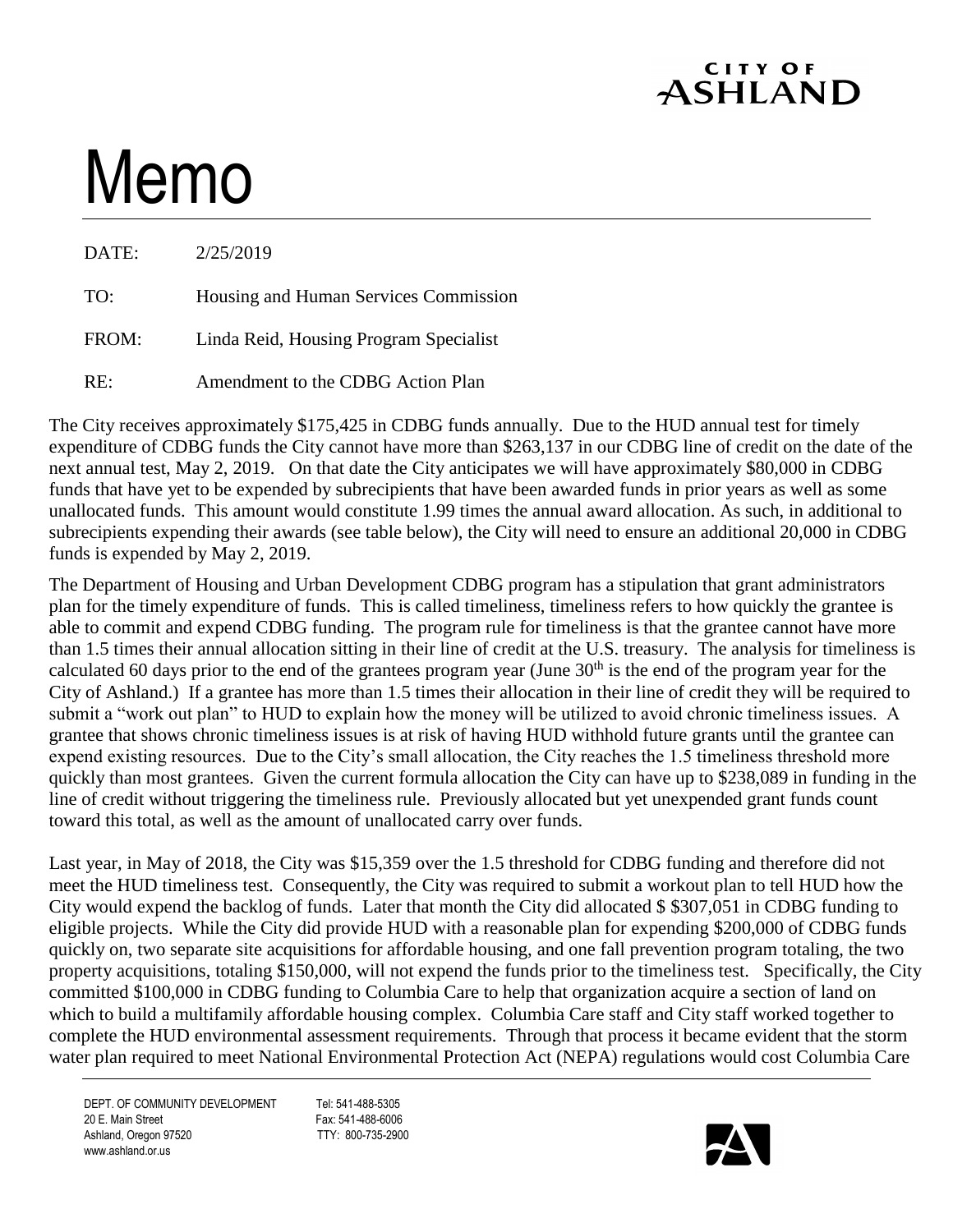# Memo

| | |
|---|---|
| DATE: | 2/25/2019 |
| TO: | Housing and Human Services Commission |
| FROM: | Linda Reid, Housing Program Specialist |
| RE: | Amendment to the CDBG Action Plan |

The City receives approximately $175,425 in CDBG funds annually. Due to the HUD annual test for timely expenditure of CDBG funds the City cannot have more than $263,137 in our CDBG line of credit on the date of the next annual test, May 2, 2019. On that date the City anticipates we will have approximately $80,000 in CDBG funds that have yet to be expended by subrecipients that have been awarded funds in prior years as well as some unallocated funds. This amount would constitute 1.99 times the annual award allocation. As such, in additional to subrecipients expending their awards (see table below), the City will need to ensure an additional 20,000 in CDBG funds is expended by May 2, 2019.

The Department of Housing and Urban Development CDBG program has a stipulation that grant administrators plan for the timely expenditure of funds. This is called timeliness, timeliness refers to how quickly the grantee is able to commit and expend CDBG funding. The program rule for timeliness is that the grantee cannot have more than 1.5 times their annual allocation sitting in their line of credit at the U.S. treasury. The analysis for timeliness is calculated 60 days prior to the end of the grantees program year (June 30th is the end of the program year for the City of Ashland.) If a grantee has more than 1.5 times their allocation in their line of credit they will be required to submit a "work out plan" to HUD to explain how the money will be utilized to avoid chronic timeliness issues. A grantee that shows chronic timeliness issues is at risk of having HUD withhold future grants until the grantee can expend existing resources. Due to the City's small allocation, the City reaches the 1.5 timeliness threshold more quickly than most grantees. Given the current formula allocation the City can have up to $238,089 in funding in the line of credit without triggering the timeliness rule. Previously allocated but yet unexpended grant funds count toward this total, as well as the amount of unallocated carry over funds.

Last year, in May of 2018, the City was $15,359 over the 1.5 threshold for CDBG funding and therefore did not meet the HUD timeliness test. Consequently, the City was required to submit a workout plan to tell HUD how the City would expend the backlog of funds. Later that month the City did allocated $ $307,051 in CDBG funding to eligible projects. While the City did provide HUD with a reasonable plan for expending $200,000 of CDBG funds quickly on, two separate site acquisitions for affordable housing, and one fall prevention program totaling, the two property acquisitions, totaling $150,000, will not expend the funds prior to the timeliness test. Specifically, the City committed $100,000 in CDBG funding to Columbia Care to help that organization acquire a section of land on which to build a multifamily affordable housing complex. Columbia Care staff and City staff worked together to complete the HUD environmental assessment requirements. Through that process it became evident that the storm water plan required to meet National Environmental Protection Act (NEPA) regulations would cost Columbia Care

DEPT. OF COMMUNITY DEVELOPMENT
20 E. Main Street
Ashland, Oregon 97520
www.ashland.or.us

Tel: 541-488-5305
Fax: 541-488-6006
TTY: 800-735-2900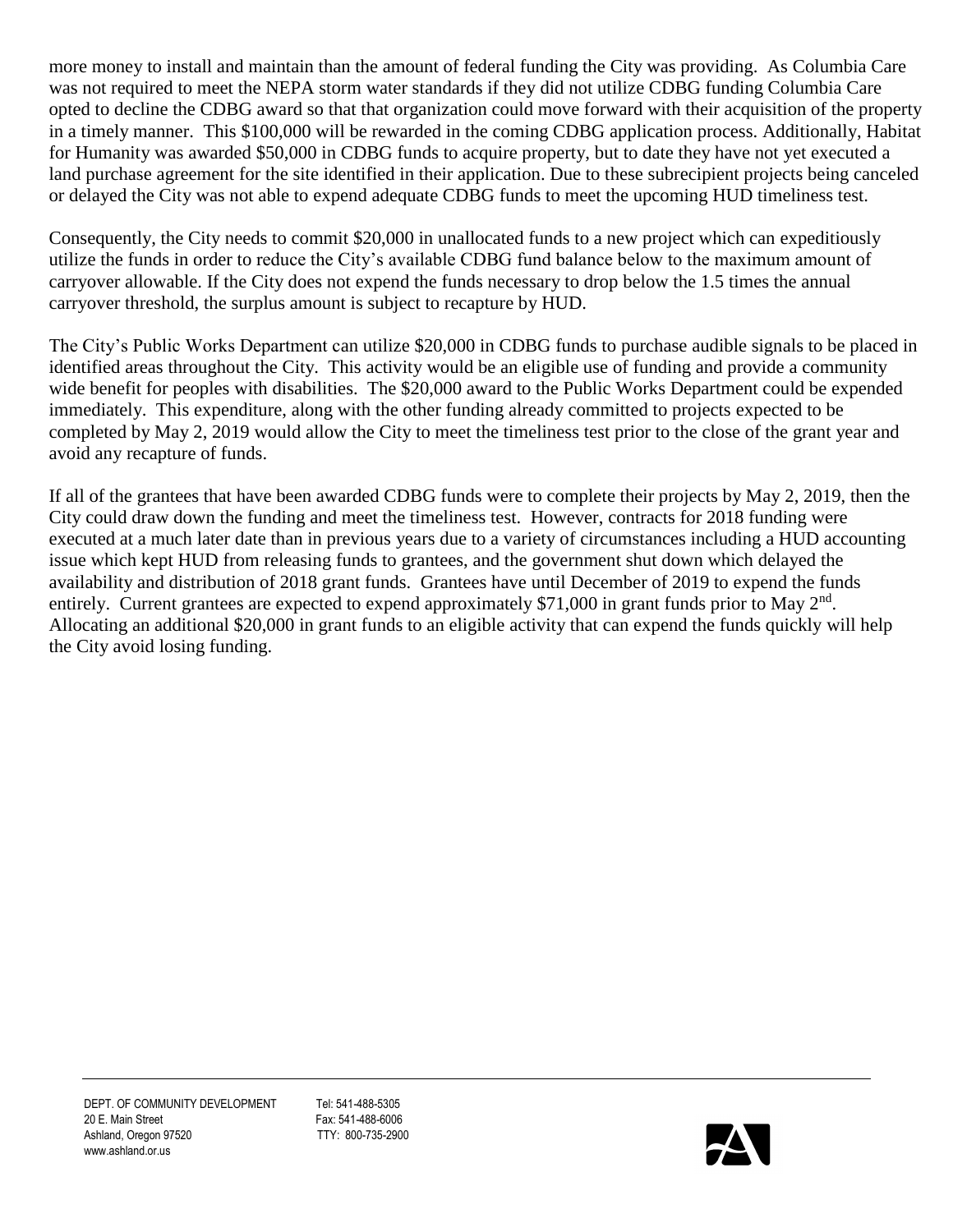more money to install and maintain than the amount of federal funding the City was providing. As Columbia Care was not required to meet the NEPA storm water standards if they did not utilize CDBG funding Columbia Care opted to decline the CDBG award so that that organization could move forward with their acquisition of the property in a timely manner. This $100,000 will be rewarded in the coming CDBG application process. Additionally, Habitat for Humanity was awarded $50,000 in CDBG funds to acquire property, but to date they have not yet executed a land purchase agreement for the site identified in their application. Due to these subrecipient projects being canceled or delayed the City was not able to expend adequate CDBG funds to meet the upcoming HUD timeliness test.

Consequently, the City needs to commit $20,000 in unallocated funds to a new project which can expeditiously utilize the funds in order to reduce the City's available CDBG fund balance below to the maximum amount of carryover allowable. If the City does not expend the funds necessary to drop below the 1.5 times the annual carryover threshold, the surplus amount is subject to recapture by HUD.

The City's Public Works Department can utilize $20,000 in CDBG funds to purchase audible signals to be placed in identified areas throughout the City. This activity would be an eligible use of funding and provide a community wide benefit for peoples with disabilities. The $20,000 award to the Public Works Department could be expended immediately. This expenditure, along with the other funding already committed to projects expected to be completed by May 2, 2019 would allow the City to meet the timeliness test prior to the close of the grant year and avoid any recapture of funds.

If all of the grantees that have been awarded CDBG funds were to complete their projects by May 2, 2019, then the City could draw down the funding and meet the timeliness test. However, contracts for 2018 funding were executed at a much later date than in previous years due to a variety of circumstances including a HUD accounting issue which kept HUD from releasing funds to grantees, and the government shut down which delayed the availability and distribution of 2018 grant funds. Grantees have until December of 2019 to expend the funds entirely. Current grantees are expected to expend approximately $71,000 in grant funds prior to May 2nd. Allocating an additional $20,000 in grant funds to an eligible activity that can expend the funds quickly will help the City avoid losing funding.